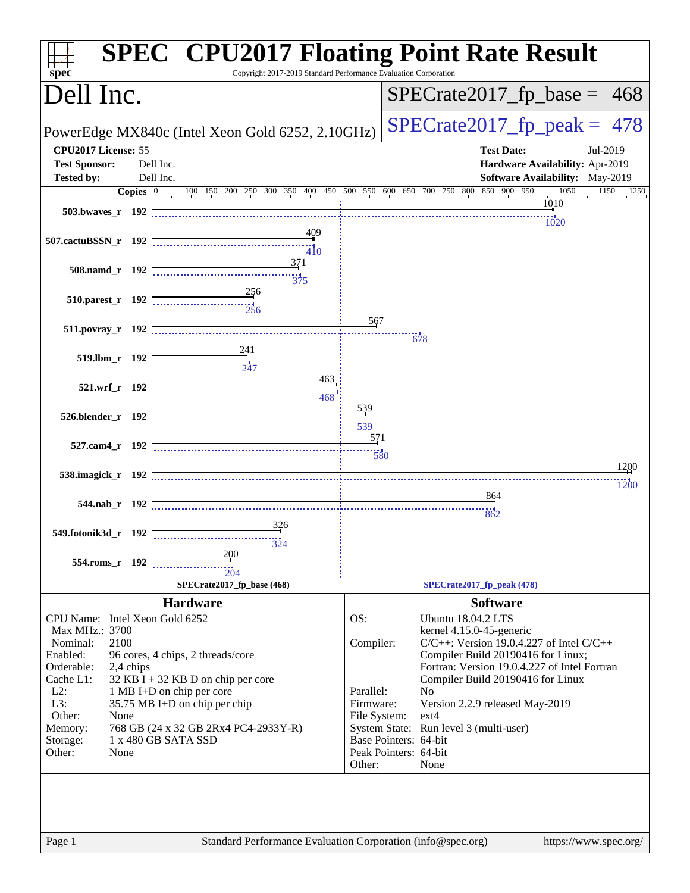# SPEC CPU2017 Floating Point Rate Result

Copyright 2017-2019 Standard Performance Evaluation Corporation

## Dell Inc.

PowerEdge MX840c (Intel Xeon Gold 6252, 2.10GHz)

SPECrate2017_fp_base = 468

SPECrate2017_fp_peak = 478

| | | | |
|---|---|---|---|
| **CPU2017 License:** | 55 | **Test Date:** | Jul-2019 |
| **Test Sponsor:** | Dell Inc. | **Hardware Availability:** | Apr-2019 |
| **Tested by:** | Dell Inc. | **Software Availability:** | May-2019 |

| Benchmark | Copies | Base | Peak |
|---|---|---|---|
| 503.bwaves_r | 192 | 1010 | 1020 |
| 507.cactuBSSN_r | 192 | 409 | 410 |
| 508.namd_r | 192 | 371 | 375 |
| 510.parest_r | 192 | 256 | 256 |
| 511.povray_r | 192 | 567 | 678 |
| 519.lbm_r | 192 | 241 | 247 |
| 521.wrf_r | 192 | 463 | 468 |
| 526.blender_r | 192 | 539 | 539 |
| 527.cam4_r | 192 | 571 | 580 |
| 538.imagick_r | 192 | 1200 | 1200 |
| 544.nab_r | 192 | 864 | 862 |
| 549.fotonik3d_r | 192 | 326 | 324 |
| 554.roms_r | 192 | 200 | 204 |

SPECrate2017_fp_base (468) — SPECrate2017_fp_peak (478)

### Hardware

| | |
|---|---|
| CPU Name: | Intel Xeon Gold 6252 |
| Max MHz.: | 3700 |
| Nominal: | 2100 |
| Enabled: | 96 cores, 4 chips, 2 threads/core |
| Orderable: | 2,4 chips |
| Cache L1: | 32 KB I + 32 KB D on chip per core |
| L2: | 1 MB I+D on chip per core |
| L3: | 35.75 MB I+D on chip per chip |
| Other: | None |
| Memory: | 768 GB (24 x 32 GB 2Rx4 PC4-2933Y-R) |
| Storage: | 1 x 480 GB SATA SSD |
| Other: | None |

### Software

| | |
|---|---|
| OS: | Ubuntu 18.04.2 LTS<br>kernel 4.15.0-45-generic |
| Compiler: | C/C++: Version 19.0.4.227 of Intel C/C++ Compiler Build 20190416 for Linux;<br>Fortran: Version 19.0.4.227 of Intel Fortran Compiler Build 20190416 for Linux |
| Parallel: | No |
| Firmware: | Version 2.2.9 released May-2019 |
| File System: | ext4 |
| System State: | Run level 3 (multi-user) |
| Base Pointers: | 64-bit |
| Peak Pointers: | 64-bit |
| Other: | None |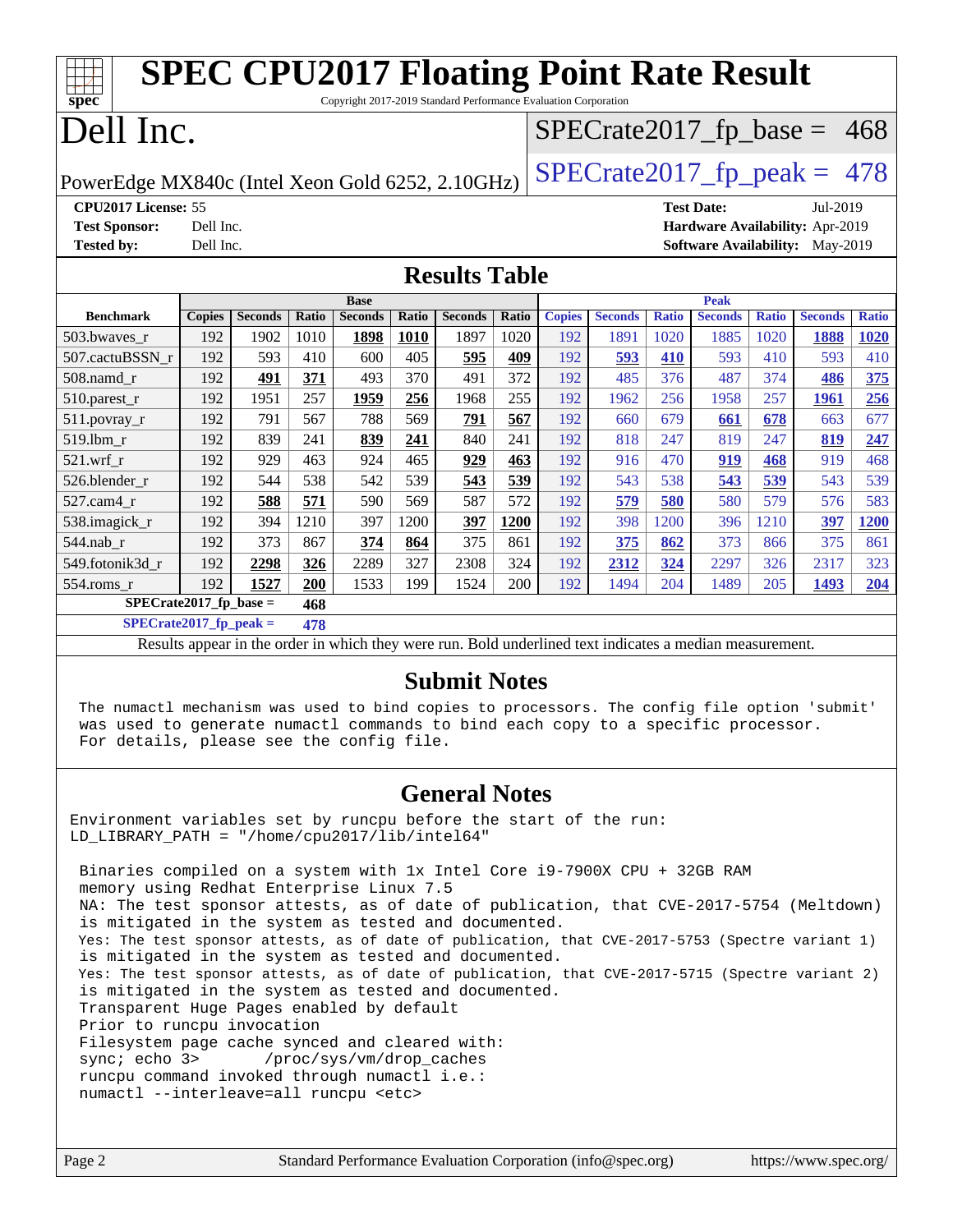# SPEC CPU2017 Floating Point Rate Result

Copyright 2017-2019 Standard Performance Evaluation Corporation

# Dell Inc.

PowerEdge MX840c (Intel Xeon Gold 6252, 2.10GHz)

SPECrate2017_fp_base = 468

SPECrate2017_fp_peak = 478

**CPU2017 License:** 55
**Test Sponsor:** Dell Inc.
**Tested by:** Dell Inc.

**Test Date:** Jul-2019
**Hardware Availability:** Apr-2019
**Software Availability:** May-2019

## Results Table

| Benchmark | Base | | | | | | | Peak | | | | | | |
|---|---|---|---|---|---|---|---|---|---|---|---|---|---|---|
| | Copies | Seconds | Ratio | Seconds | Ratio | Seconds | Ratio | Copies | Seconds | Ratio | Seconds | Ratio | Seconds | Ratio |
| 503.bwaves_r | 192 | 1902 | 1010 | **1898** | **1010** | 1897 | 1020 | 192 | 1891 | 1020 | 1885 | 1020 | **1888** | **1020** |
| 507.cactuBSSN_r | 192 | 593 | 410 | 600 | 405 | **595** | **409** | 192 | **593** | **410** | 593 | 410 | 593 | 410 |
| 508.namd_r | 192 | **491** | **371** | 493 | 370 | 491 | 372 | 192 | 485 | 376 | 487 | 374 | **486** | **375** |
| 510.parest_r | 192 | 1951 | 257 | **1959** | **256** | 1968 | 255 | 192 | 1962 | 256 | 1958 | 257 | **1961** | **256** |
| 511.povray_r | 192 | 791 | 567 | 788 | 569 | **791** | **567** | 192 | 660 | 679 | **661** | **678** | 663 | 677 |
| 519.lbm_r | 192 | 839 | 241 | **839** | **241** | 840 | 241 | 192 | 818 | 247 | 819 | 247 | **819** | **247** |
| 521.wrf_r | 192 | 929 | 463 | 924 | 465 | **929** | **463** | 192 | 916 | 470 | **919** | **468** | 919 | 468 |
| 526.blender_r | 192 | 544 | 538 | 542 | 539 | **543** | **539** | 192 | 543 | 538 | **543** | **539** | 543 | 539 |
| 527.cam4_r | 192 | **588** | **571** | 590 | 569 | 587 | 572 | 192 | **579** | **580** | 580 | 579 | 576 | 583 |
| 538.imagick_r | 192 | 394 | 1210 | 397 | 1200 | **397** | **1200** | 192 | 398 | 1200 | 396 | 1210 | **397** | **1200** |
| 544.nab_r | 192 | 373 | 867 | **374** | **864** | 375 | 861 | 192 | **375** | **862** | 373 | 866 | 375 | 861 |
| 549.fotonik3d_r | 192 | **2298** | **326** | 2289 | 327 | 2308 | 324 | 192 | **2312** | **324** | 2297 | 326 | 2317 | 323 |
| 554.roms_r | 192 | **1527** | **200** | 1533 | 199 | 1524 | 200 | 192 | 1494 | 204 | 1489 | 205 | **1493** | **204** |

**SPECrate2017_fp_base = 468**

**SPECrate2017_fp_peak = 478**

Results appear in the order in which they were run. Bold underlined text indicates a median measurement.

## Submit Notes

```
The numactl mechanism was used to bind copies to processors. The config file option 'submit'
was used to generate numactl commands to bind each copy to a specific processor.
For details, please see the config file.
```

## General Notes

```
Environment variables set by runcpu before the start of the run:
LD_LIBRARY_PATH = "/home/cpu2017/lib/intel64"

 Binaries compiled on a system with 1x Intel Core i9-7900X CPU + 32GB RAM
 memory using Redhat Enterprise Linux 7.5
 NA: The test sponsor attests, as of date of publication, that CVE-2017-5754 (Meltdown)
 is mitigated in the system as tested and documented.
 Yes: The test sponsor attests, as of date of publication, that CVE-2017-5753 (Spectre variant 1)
 is mitigated in the system as tested and documented.
 Yes: The test sponsor attests, as of date of publication, that CVE-2017-5715 (Spectre variant 2)
 is mitigated in the system as tested and documented.
 Transparent Huge Pages enabled by default
 Prior to runcpu invocation
 Filesystem page cache synced and cleared with:
 sync; echo 3>       /proc/sys/vm/drop_caches
 runcpu command invoked through numactl i.e.:
 numactl --interleave=all runcpu <etc>
```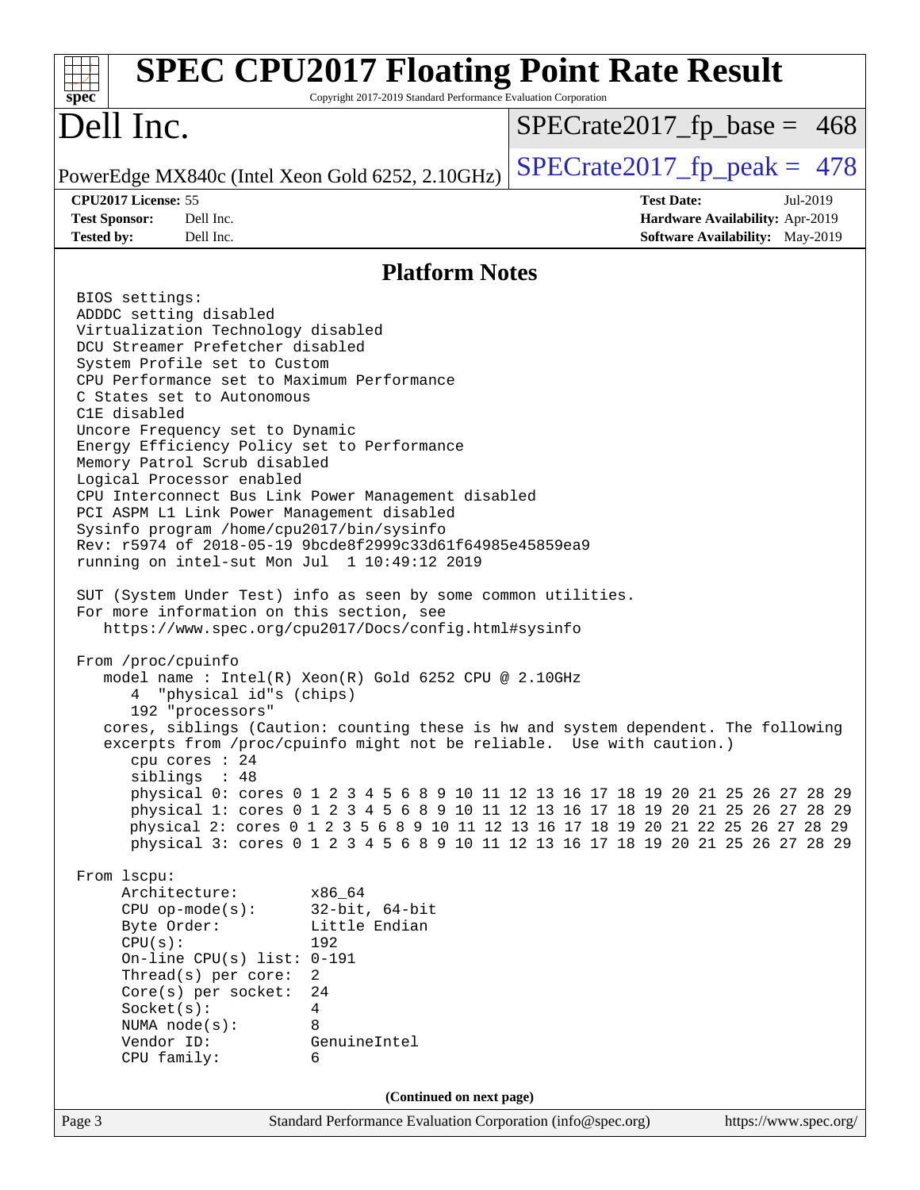# SPEC CPU2017 Floating Point Rate Result

Copyright 2017-2019 Standard Performance Evaluation Corporation

## Dell Inc.

PowerEdge MX840c (Intel Xeon Gold 6252, 2.10GHz)

SPECrate2017_fp_base = 468

SPECrate2017_fp_peak = 478

**CPU2017 License:** 55
**Test Sponsor:** Dell Inc.
**Tested by:** Dell Inc.

**Test Date:** Jul-2019
**Hardware Availability:** Apr-2019
**Software Availability:** May-2019

## Platform Notes

```
BIOS settings:
ADDDC setting disabled
Virtualization Technology disabled
DCU Streamer Prefetcher disabled
System Profile set to Custom
CPU Performance set to Maximum Performance
C States set to Autonomous
C1E disabled
Uncore Frequency set to Dynamic
Energy Efficiency Policy set to Performance
Memory Patrol Scrub disabled
Logical Processor enabled
CPU Interconnect Bus Link Power Management disabled
PCI ASPM L1 Link Power Management disabled
Sysinfo program /home/cpu2017/bin/sysinfo
Rev: r5974 of 2018-05-19 9bcde8f2999c33d61f64985e45859ea9
running on intel-sut Mon Jul  1 10:49:12 2019

SUT (System Under Test) info as seen by some common utilities.
For more information on this section, see
   https://www.spec.org/cpu2017/Docs/config.html#sysinfo

From /proc/cpuinfo
   model name : Intel(R) Xeon(R) Gold 6252 CPU @ 2.10GHz
      4  "physical id"s (chips)
      192 "processors"
   cores, siblings (Caution: counting these is hw and system dependent. The following
   excerpts from /proc/cpuinfo might not be reliable.  Use with caution.)
      cpu cores : 24
      siblings  : 48
      physical 0: cores 0 1 2 3 4 5 6 8 9 10 11 12 13 16 17 18 19 20 21 25 26 27 28 29
      physical 1: cores 0 1 2 3 4 5 6 8 9 10 11 12 13 16 17 18 19 20 21 25 26 27 28 29
      physical 2: cores 0 1 2 3 5 6 8 9 10 11 12 13 16 17 18 19 20 21 22 25 26 27 28 29
      physical 3: cores 0 1 2 3 4 5 6 8 9 10 11 12 13 16 17 18 19 20 21 25 26 27 28 29

From lscpu:
     Architecture:        x86_64
     CPU op-mode(s):      32-bit, 64-bit
     Byte Order:          Little Endian
     CPU(s):              192
     On-line CPU(s) list: 0-191
     Thread(s) per core:  2
     Core(s) per socket:  24
     Socket(s):           4
     NUMA node(s):        8
     Vendor ID:           GenuineIntel
     CPU family:          6
```

(Continued on next page)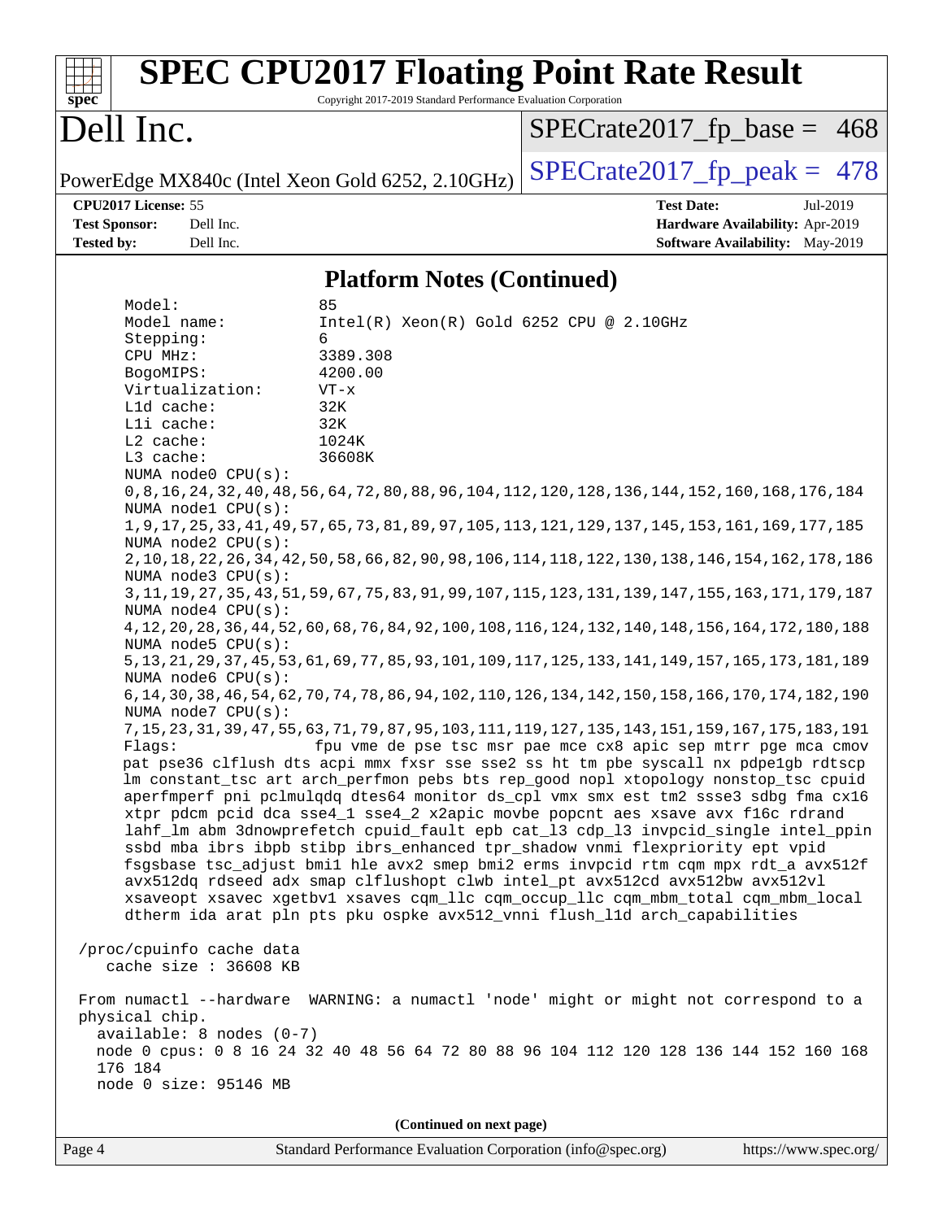# SPEC CPU2017 Floating Point Rate Result

Copyright 2017-2019 Standard Performance Evaluation Corporation

# Dell Inc.

PowerEdge MX840c (Intel Xeon Gold 6252, 2.10GHz)

SPECrate2017_fp_base = 468

SPECrate2017_fp_peak = 478

**CPU2017 License:** 55
**Test Sponsor:** Dell Inc.
**Tested by:** Dell Inc.

**Test Date:** Jul-2019
**Hardware Availability:** Apr-2019
**Software Availability:** May-2019

## Platform Notes (Continued)

```
     Model:                 85
     Model name:            Intel(R) Xeon(R) Gold 6252 CPU @ 2.10GHz
     Stepping:              6
     CPU MHz:               3389.308
     BogoMIPS:              4200.00
     Virtualization:        VT-x
     L1d cache:             32K
     L1i cache:             32K
     L2 cache:              1024K
     L3 cache:              36608K
     NUMA node0 CPU(s):
     0,8,16,24,32,40,48,56,64,72,80,88,96,104,112,120,128,136,144,152,160,168,176,184
     NUMA node1 CPU(s):
     1,9,17,25,33,41,49,57,65,73,81,89,97,105,113,121,129,137,145,153,161,169,177,185
     NUMA node2 CPU(s):
     2,10,18,22,26,34,42,50,58,66,82,90,98,106,114,118,122,130,138,146,154,162,178,186
     NUMA node3 CPU(s):
     3,11,19,27,35,43,51,59,67,75,83,91,99,107,115,123,131,139,147,155,163,171,179,187
     NUMA node4 CPU(s):
     4,12,20,28,36,44,52,60,68,76,84,92,100,108,116,124,132,140,148,156,164,172,180,188
     NUMA node5 CPU(s):
     5,13,21,29,37,45,53,61,69,77,85,93,101,109,117,125,133,141,149,157,165,173,181,189
     NUMA node6 CPU(s):
     6,14,30,38,46,54,62,70,74,78,86,94,102,110,126,134,142,150,158,166,170,174,182,190
     NUMA node7 CPU(s):
     7,15,23,31,39,47,55,63,71,79,87,95,103,111,119,127,135,143,151,159,167,175,183,191
     Flags:                 fpu vme de pse tsc msr pae mce cx8 apic sep mtrr pge mca cmov
     pat pse36 clflush dts acpi mmx fxsr sse sse2 ss ht tm pbe syscall nx pdpe1gb rdtscp
     lm constant_tsc art arch_perfmon pebs bts rep_good nopl xtopology nonstop_tsc cpuid
     aperfmperf pni pclmulqdq dtes64 monitor ds_cpl vmx smx est tm2 ssse3 sdbg fma cx16
     xtpr pdcm pcid dca sse4_1 sse4_2 x2apic movbe popcnt aes xsave avx f16c rdrand
     lahf_lm abm 3dnowprefetch cpuid_fault epb cat_l3 cdp_l3 invpcid_single intel_ppin
     ssbd mba ibrs ibpb stibp ibrs_enhanced tpr_shadow vnmi flexpriority ept vpid
     fsgsbase tsc_adjust bmi1 hle avx2 smep bmi2 erms invpcid rtm cqm mpx rdt_a avx512f
     avx512dq rdseed adx smap clflushopt clwb intel_pt avx512cd avx512bw avx512vl
     xsaveopt xsavec xgetbv1 xsaves cqm_llc cqm_occup_llc cqm_mbm_total cqm_mbm_local
     dtherm ida arat pln pts pku ospke avx512_vnni flush_l1d arch_capabilities

 /proc/cpuinfo cache data
    cache size : 36608 KB

 From numactl --hardware  WARNING: a numactl 'node' might or might not correspond to a
 physical chip.
   available: 8 nodes (0-7)
   node 0 cpus: 0 8 16 24 32 40 48 56 64 72 80 88 96 104 112 120 128 136 144 152 160 168
   176 184
   node 0 size: 95146 MB
```

(Continued on next page)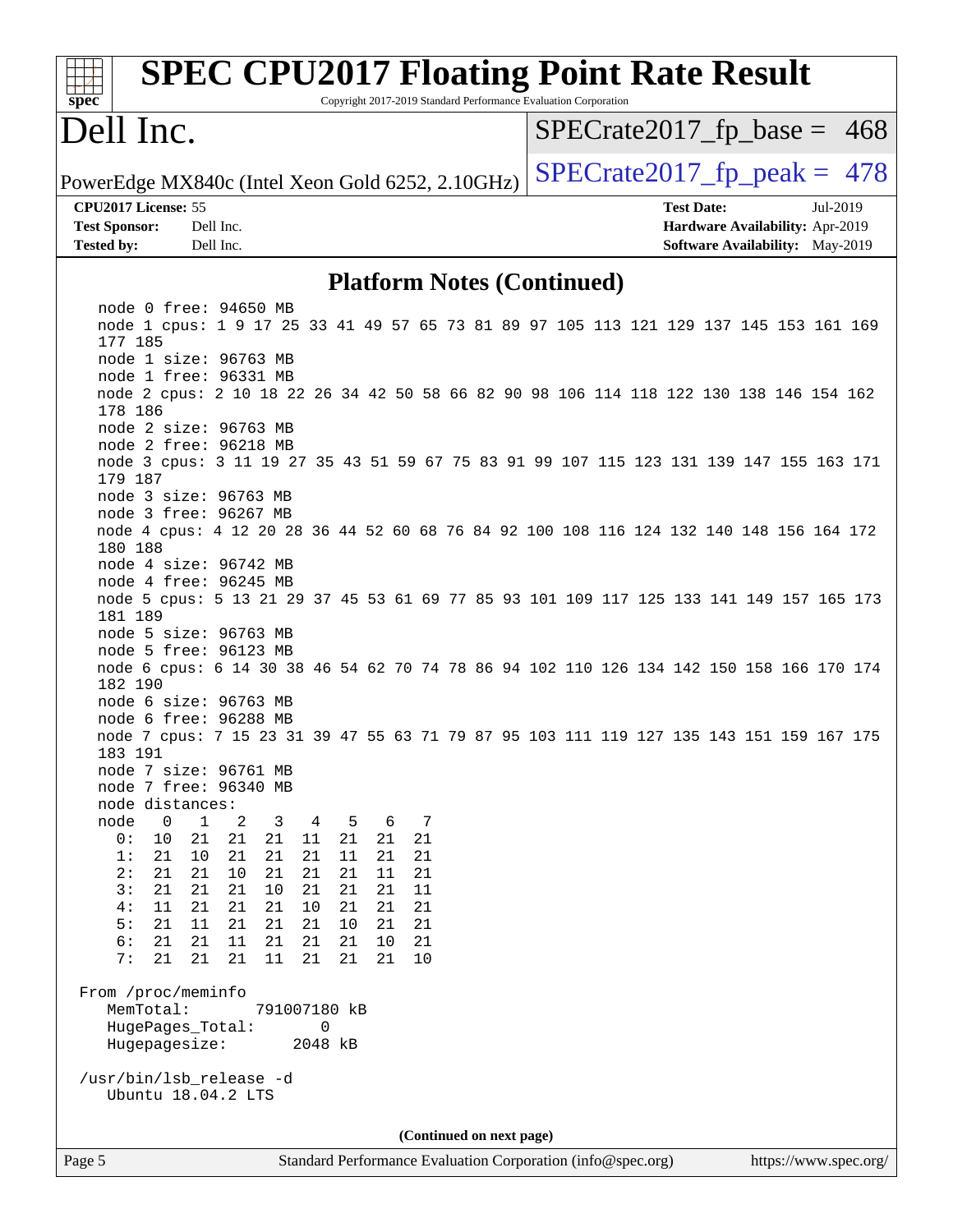## Platform Notes (Continued)

```
    node 0 free: 94650 MB
    node 1 cpus: 1 9 17 25 33 41 49 57 65 73 81 89 97 105 113 121 129 137 145 153 161 169
    177 185
    node 1 size: 96763 MB
    node 1 free: 96331 MB
    node 2 cpus: 2 10 18 22 26 34 42 50 58 66 82 90 98 106 114 118 122 130 138 146 154 162
    178 186
    node 2 size: 96763 MB
    node 2 free: 96218 MB
    node 3 cpus: 3 11 19 27 35 43 51 59 67 75 83 91 99 107 115 123 131 139 147 155 163 171
    179 187
    node 3 size: 96763 MB
    node 3 free: 96267 MB
    node 4 cpus: 4 12 20 28 36 44 52 60 68 76 84 92 100 108 116 124 132 140 148 156 164 172
    180 188
    node 4 size: 96742 MB
    node 4 free: 96245 MB
    node 5 cpus: 5 13 21 29 37 45 53 61 69 77 85 93 101 109 117 125 133 141 149 157 165 173
    181 189
    node 5 size: 96763 MB
    node 5 free: 96123 MB
    node 6 cpus: 6 14 30 38 46 54 62 70 74 78 86 94 102 110 126 134 142 150 158 166 170 174
    182 190
    node 6 size: 96763 MB
    node 6 free: 96288 MB
    node 7 cpus: 7 15 23 31 39 47 55 63 71 79 87 95 103 111 119 127 135 143 151 159 167 175
    183 191
    node 7 size: 96761 MB
    node 7 free: 96340 MB
    node distances:
    node   0   1   2   3   4   5   6   7
      0:  10  21  21  21  11  21  21  21
      1:  21  10  21  21  21  11  21  21
      2:  21  21  10  21  21  21  11  21
      3:  21  21  21  10  21  21  21  11
      4:  11  21  21  21  10  21  21  21
      5:  21  11  21  21  21  10  21  21
      6:  21  21  11  21  21  21  10  21
      7:  21  21  21  11  21  21  21  10

 From /proc/meminfo
    MemTotal:       791007180 kB
    HugePages_Total:       0
    Hugepagesize:       2048 kB

 /usr/bin/lsb_release -d
    Ubuntu 18.04.2 LTS
```

(Continued on next page)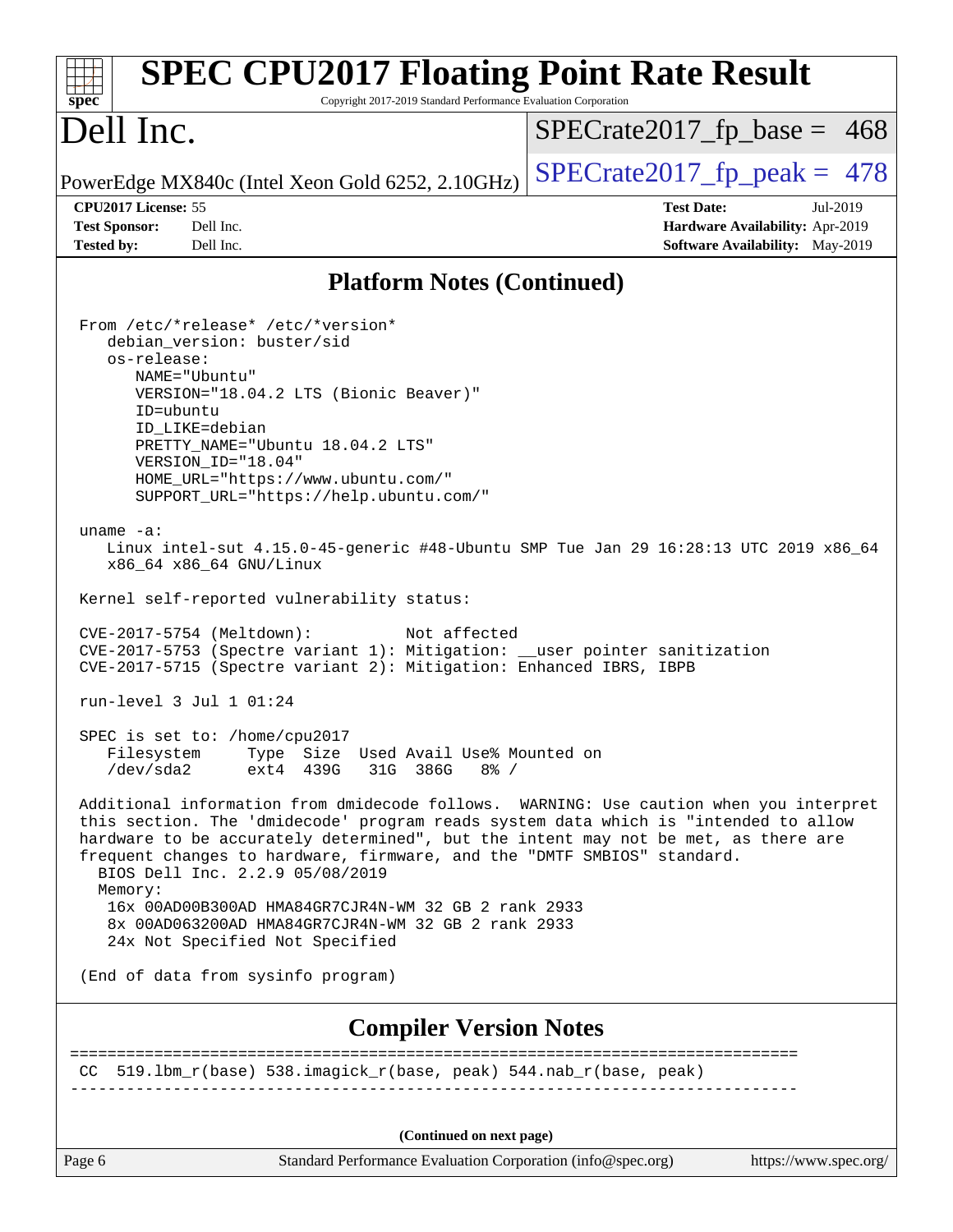## Platform Notes (Continued)

```
From /etc/*release* /etc/*version*
   debian_version: buster/sid
   os-release:
      NAME="Ubuntu"
      VERSION="18.04.2 LTS (Bionic Beaver)"
      ID=ubuntu
      ID_LIKE=debian
      PRETTY_NAME="Ubuntu 18.04.2 LTS"
      VERSION_ID="18.04"
      HOME_URL="https://www.ubuntu.com/"
      SUPPORT_URL="https://help.ubuntu.com/"

uname -a:
   Linux intel-sut 4.15.0-45-generic #48-Ubuntu SMP Tue Jan 29 16:28:13 UTC 2019 x86_64
   x86_64 x86_64 GNU/Linux

Kernel self-reported vulnerability status:

CVE-2017-5754 (Meltdown):          Not affected
CVE-2017-5753 (Spectre variant 1): Mitigation: __user pointer sanitization
CVE-2017-5715 (Spectre variant 2): Mitigation: Enhanced IBRS, IBPB

run-level 3 Jul 1 01:24

SPEC is set to: /home/cpu2017
   Filesystem     Type  Size  Used Avail Use% Mounted on
   /dev/sda2      ext4  439G   31G  386G   8% /

Additional information from dmidecode follows.  WARNING: Use caution when you interpret
this section. The 'dmidecode' program reads system data which is "intended to allow
hardware to be accurately determined", but the intent may not be met, as there are
frequent changes to hardware, firmware, and the "DMTF SMBIOS" standard.
  BIOS Dell Inc. 2.2.9 05/08/2019
  Memory:
   16x 00AD00B300AD HMA84GR7CJR4N-WM 32 GB 2 rank 2933
   8x 00AD063200AD HMA84GR7CJR4N-WM 32 GB 2 rank 2933
   24x Not Specified Not Specified

(End of data from sysinfo program)
```

## Compiler Version Notes

```
==============================================================================
CC  519.lbm_r(base) 538.imagick_r(base, peak) 544.nab_r(base, peak)
------------------------------------------------------------------------------
```

(Continued on next page)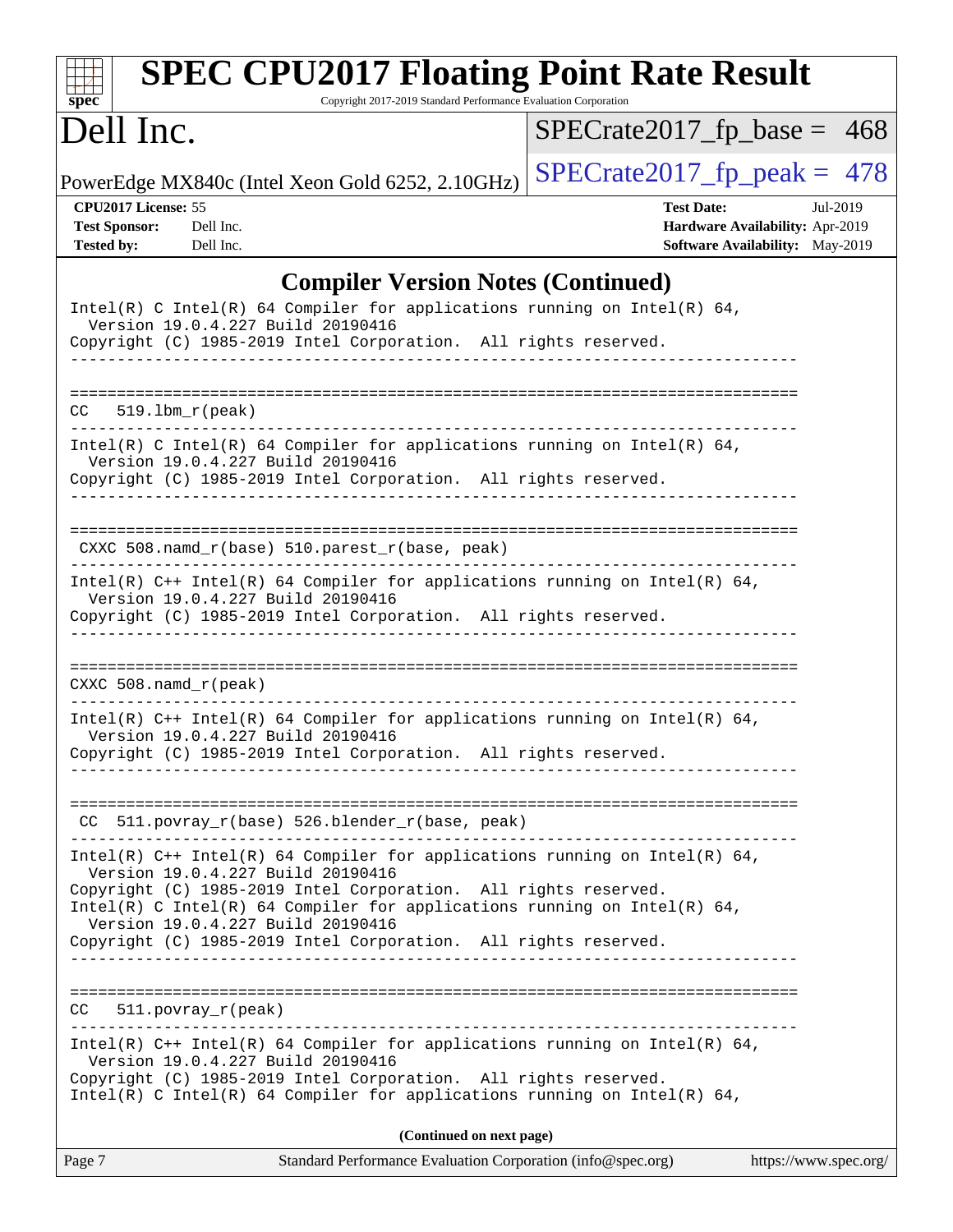## Compiler Version Notes (Continued)

```
Intel(R) C Intel(R) 64 Compiler for applications running on Intel(R) 64,
  Version 19.0.4.227 Build 20190416
Copyright (C) 1985-2019 Intel Corporation.  All rights reserved.
------------------------------------------------------------------------------

==============================================================================
CC   519.lbm_r(peak)
------------------------------------------------------------------------------
Intel(R) C Intel(R) 64 Compiler for applications running on Intel(R) 64,
  Version 19.0.4.227 Build 20190416
Copyright (C) 1985-2019 Intel Corporation.  All rights reserved.
------------------------------------------------------------------------------

==============================================================================
 CXXC 508.namd_r(base) 510.parest_r(base, peak)
------------------------------------------------------------------------------
Intel(R) C++ Intel(R) 64 Compiler for applications running on Intel(R) 64,
  Version 19.0.4.227 Build 20190416
Copyright (C) 1985-2019 Intel Corporation.  All rights reserved.
------------------------------------------------------------------------------

==============================================================================
CXXC 508.namd_r(peak)
------------------------------------------------------------------------------
Intel(R) C++ Intel(R) 64 Compiler for applications running on Intel(R) 64,
  Version 19.0.4.227 Build 20190416
Copyright (C) 1985-2019 Intel Corporation.  All rights reserved.
------------------------------------------------------------------------------

==============================================================================
 CC  511.povray_r(base) 526.blender_r(base, peak)
------------------------------------------------------------------------------
Intel(R) C++ Intel(R) 64 Compiler for applications running on Intel(R) 64,
  Version 19.0.4.227 Build 20190416
Copyright (C) 1985-2019 Intel Corporation.  All rights reserved.
Intel(R) C Intel(R) 64 Compiler for applications running on Intel(R) 64,
  Version 19.0.4.227 Build 20190416
Copyright (C) 1985-2019 Intel Corporation.  All rights reserved.
------------------------------------------------------------------------------

==============================================================================
CC   511.povray_r(peak)
------------------------------------------------------------------------------
Intel(R) C++ Intel(R) 64 Compiler for applications running on Intel(R) 64,
  Version 19.0.4.227 Build 20190416
Copyright (C) 1985-2019 Intel Corporation.  All rights reserved.
Intel(R) C Intel(R) 64 Compiler for applications running on Intel(R) 64,
```

**(Continued on next page)**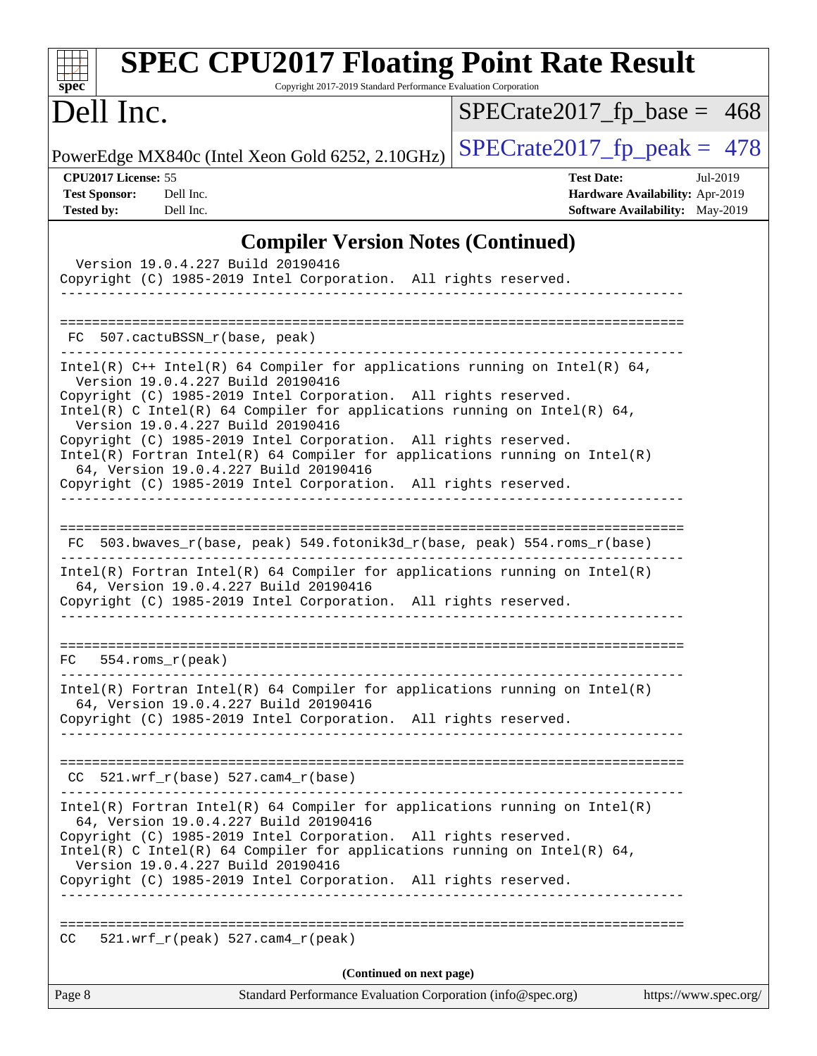## Compiler Version Notes (Continued)

```
  Version 19.0.4.227 Build 20190416
Copyright (C) 1985-2019 Intel Corporation.  All rights reserved.
------------------------------------------------------------------------------

==============================================================================
 FC  507.cactuBSSN_r(base, peak)
------------------------------------------------------------------------------
Intel(R) C++ Intel(R) 64 Compiler for applications running on Intel(R) 64,
  Version 19.0.4.227 Build 20190416
Copyright (C) 1985-2019 Intel Corporation.  All rights reserved.
Intel(R) C Intel(R) 64 Compiler for applications running on Intel(R) 64,
  Version 19.0.4.227 Build 20190416
Copyright (C) 1985-2019 Intel Corporation.  All rights reserved.
Intel(R) Fortran Intel(R) 64 Compiler for applications running on Intel(R)
  64, Version 19.0.4.227 Build 20190416
Copyright (C) 1985-2019 Intel Corporation.  All rights reserved.
------------------------------------------------------------------------------

==============================================================================
 FC  503.bwaves_r(base, peak) 549.fotonik3d_r(base, peak) 554.roms_r(base)
------------------------------------------------------------------------------
Intel(R) Fortran Intel(R) 64 Compiler for applications running on Intel(R)
  64, Version 19.0.4.227 Build 20190416
Copyright (C) 1985-2019 Intel Corporation.  All rights reserved.
------------------------------------------------------------------------------

==============================================================================
FC   554.roms_r(peak)
------------------------------------------------------------------------------
Intel(R) Fortran Intel(R) 64 Compiler for applications running on Intel(R)
  64, Version 19.0.4.227 Build 20190416
Copyright (C) 1985-2019 Intel Corporation.  All rights reserved.
------------------------------------------------------------------------------

==============================================================================
 CC  521.wrf_r(base) 527.cam4_r(base)
------------------------------------------------------------------------------
Intel(R) Fortran Intel(R) 64 Compiler for applications running on Intel(R)
  64, Version 19.0.4.227 Build 20190416
Copyright (C) 1985-2019 Intel Corporation.  All rights reserved.
Intel(R) C Intel(R) 64 Compiler for applications running on Intel(R) 64,
  Version 19.0.4.227 Build 20190416
Copyright (C) 1985-2019 Intel Corporation.  All rights reserved.
------------------------------------------------------------------------------

==============================================================================
CC   521.wrf_r(peak) 527.cam4_r(peak)
```

**(Continued on next page)**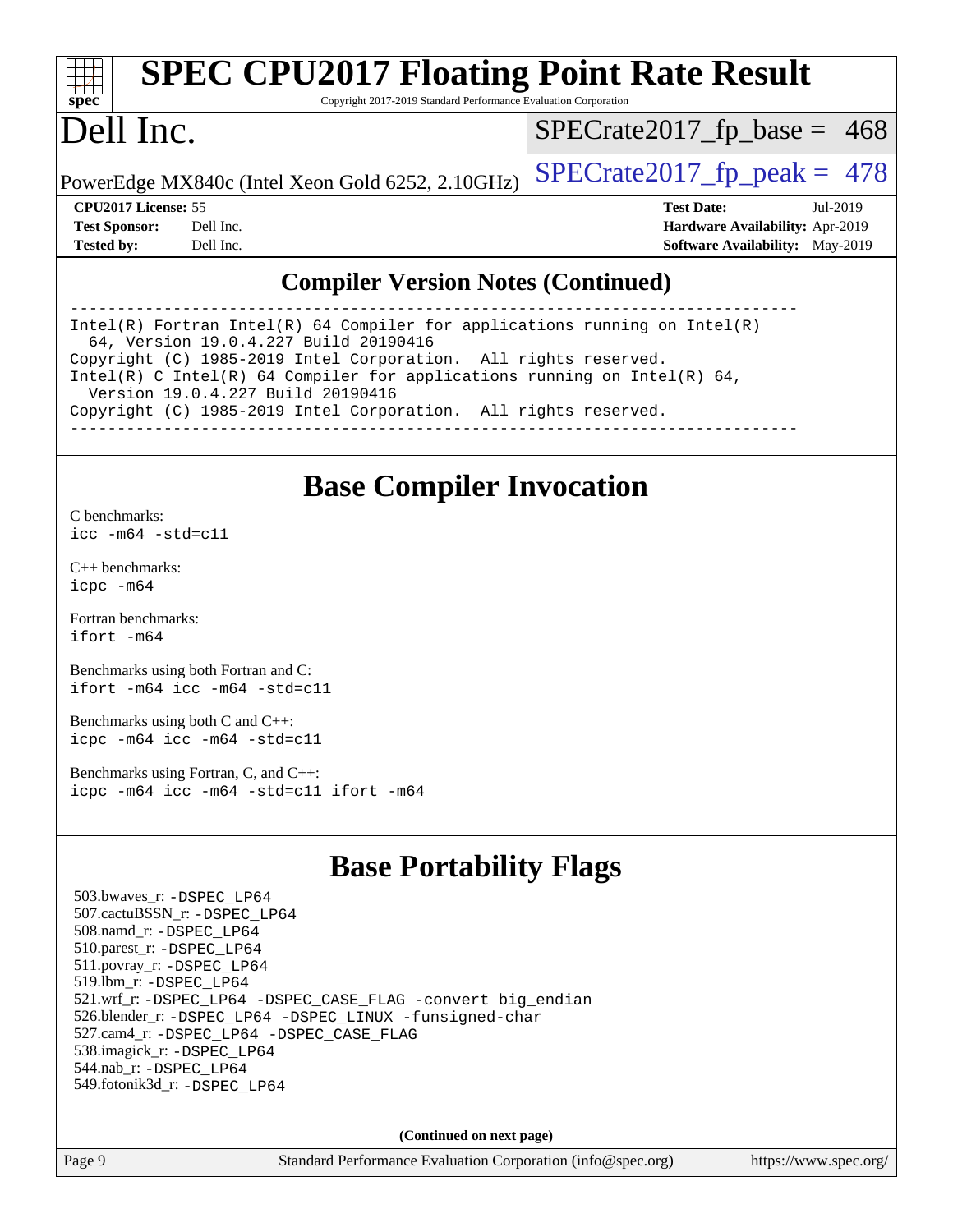## Compiler Version Notes (Continued)

```
------------------------------------------------------------------------------
Intel(R) Fortran Intel(R) 64 Compiler for applications running on Intel(R)
  64, Version 19.0.4.227 Build 20190416
Copyright (C) 1985-2019 Intel Corporation.  All rights reserved.
Intel(R) C Intel(R) 64 Compiler for applications running on Intel(R) 64,
  Version 19.0.4.227 Build 20190416
Copyright (C) 1985-2019 Intel Corporation.  All rights reserved.
------------------------------------------------------------------------------
```

## Base Compiler Invocation

C benchmarks:
`icc -m64 -std=c11`

C++ benchmarks:
`icpc -m64`

Fortran benchmarks:
`ifort -m64`

Benchmarks using both Fortran and C:
`ifort -m64 icc -m64 -std=c11`

Benchmarks using both C and C++:
`icpc -m64 icc -m64 -std=c11`

Benchmarks using Fortran, C, and C++:
`icpc -m64 icc -m64 -std=c11 ifort -m64`

## Base Portability Flags

503.bwaves_r: -DSPEC_LP64
507.cactuBSSN_r: -DSPEC_LP64
508.namd_r: -DSPEC_LP64
510.parest_r: -DSPEC_LP64
511.povray_r: -DSPEC_LP64
519.lbm_r: -DSPEC_LP64
521.wrf_r: -DSPEC_LP64 -DSPEC_CASE_FLAG -convert big_endian
526.blender_r: -DSPEC_LP64 -DSPEC_LINUX -funsigned-char
527.cam4_r: -DSPEC_LP64 -DSPEC_CASE_FLAG
538.imagick_r: -DSPEC_LP64
544.nab_r: -DSPEC_LP64
549.fotonik3d_r: -DSPEC_LP64

**(Continued on next page)**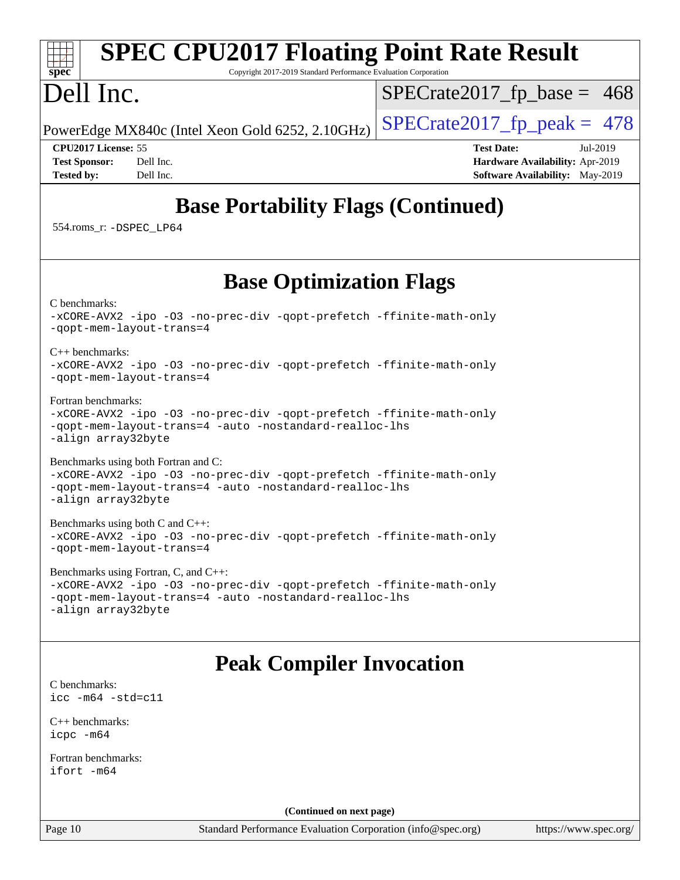# SPEC CPU2017 Floating Point Rate Result

Copyright 2017-2019 Standard Performance Evaluation Corporation

# Dell Inc.

PowerEdge MX840c (Intel Xeon Gold 6252, 2.10GHz)

SPECrate2017_fp_base = 468

SPECrate2017_fp_peak = 478

**CPU2017 License:** 55
**Test Sponsor:** Dell Inc.
**Tested by:** Dell Inc.

**Test Date:** Jul-2019
**Hardware Availability:** Apr-2019
**Software Availability:** May-2019

## Base Portability Flags (Continued)

554.roms_r: `-DSPEC_LP64`

## Base Optimization Flags

C benchmarks:
```
-xCORE-AVX2 -ipo -O3 -no-prec-div -qopt-prefetch -ffinite-math-only
-qopt-mem-layout-trans=4
```

C++ benchmarks:
```
-xCORE-AVX2 -ipo -O3 -no-prec-div -qopt-prefetch -ffinite-math-only
-qopt-mem-layout-trans=4
```

Fortran benchmarks:
```
-xCORE-AVX2 -ipo -O3 -no-prec-div -qopt-prefetch -ffinite-math-only
-qopt-mem-layout-trans=4 -auto -nostandard-realloc-lhs
-align array32byte
```

Benchmarks using both Fortran and C:
```
-xCORE-AVX2 -ipo -O3 -no-prec-div -qopt-prefetch -ffinite-math-only
-qopt-mem-layout-trans=4 -auto -nostandard-realloc-lhs
-align array32byte
```

Benchmarks using both C and C++:
```
-xCORE-AVX2 -ipo -O3 -no-prec-div -qopt-prefetch -ffinite-math-only
-qopt-mem-layout-trans=4
```

Benchmarks using Fortran, C, and C++:
```
-xCORE-AVX2 -ipo -O3 -no-prec-div -qopt-prefetch -ffinite-math-only
-qopt-mem-layout-trans=4 -auto -nostandard-realloc-lhs
-align array32byte
```

## Peak Compiler Invocation

C benchmarks:
```
icc -m64 -std=c11
```

C++ benchmarks:
```
icpc -m64
```

Fortran benchmarks:
```
ifort -m64
```

**(Continued on next page)**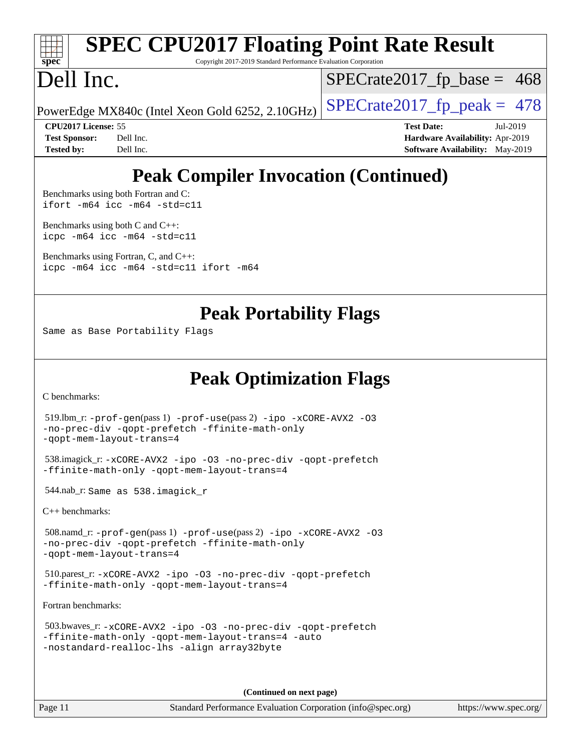## Peak Compiler Invocation (Continued)

Benchmarks using both Fortran and C:
ifort -m64 icc -m64 -std=c11

Benchmarks using both C and C++:
icpc -m64 icc -m64 -std=c11

Benchmarks using Fortran, C, and C++:
icpc -m64 icc -m64 -std=c11 ifort -m64

## Peak Portability Flags

Same as Base Portability Flags

## Peak Optimization Flags

C benchmarks:

519.lbm_r: -prof-gen(pass 1) -prof-use(pass 2) -ipo -xCORE-AVX2 -O3 -no-prec-div -qopt-prefetch -ffinite-math-only -qopt-mem-layout-trans=4

538.imagick_r: -xCORE-AVX2 -ipo -O3 -no-prec-div -qopt-prefetch -ffinite-math-only -qopt-mem-layout-trans=4

544.nab_r: Same as 538.imagick_r

C++ benchmarks:

508.namd_r: -prof-gen(pass 1) -prof-use(pass 2) -ipo -xCORE-AVX2 -O3 -no-prec-div -qopt-prefetch -ffinite-math-only -qopt-mem-layout-trans=4

510.parest_r: -xCORE-AVX2 -ipo -O3 -no-prec-div -qopt-prefetch -ffinite-math-only -qopt-mem-layout-trans=4

Fortran benchmarks:

503.bwaves_r: -xCORE-AVX2 -ipo -O3 -no-prec-div -qopt-prefetch -ffinite-math-only -qopt-mem-layout-trans=4 -auto -nostandard-realloc-lhs -align array32byte

**(Continued on next page)**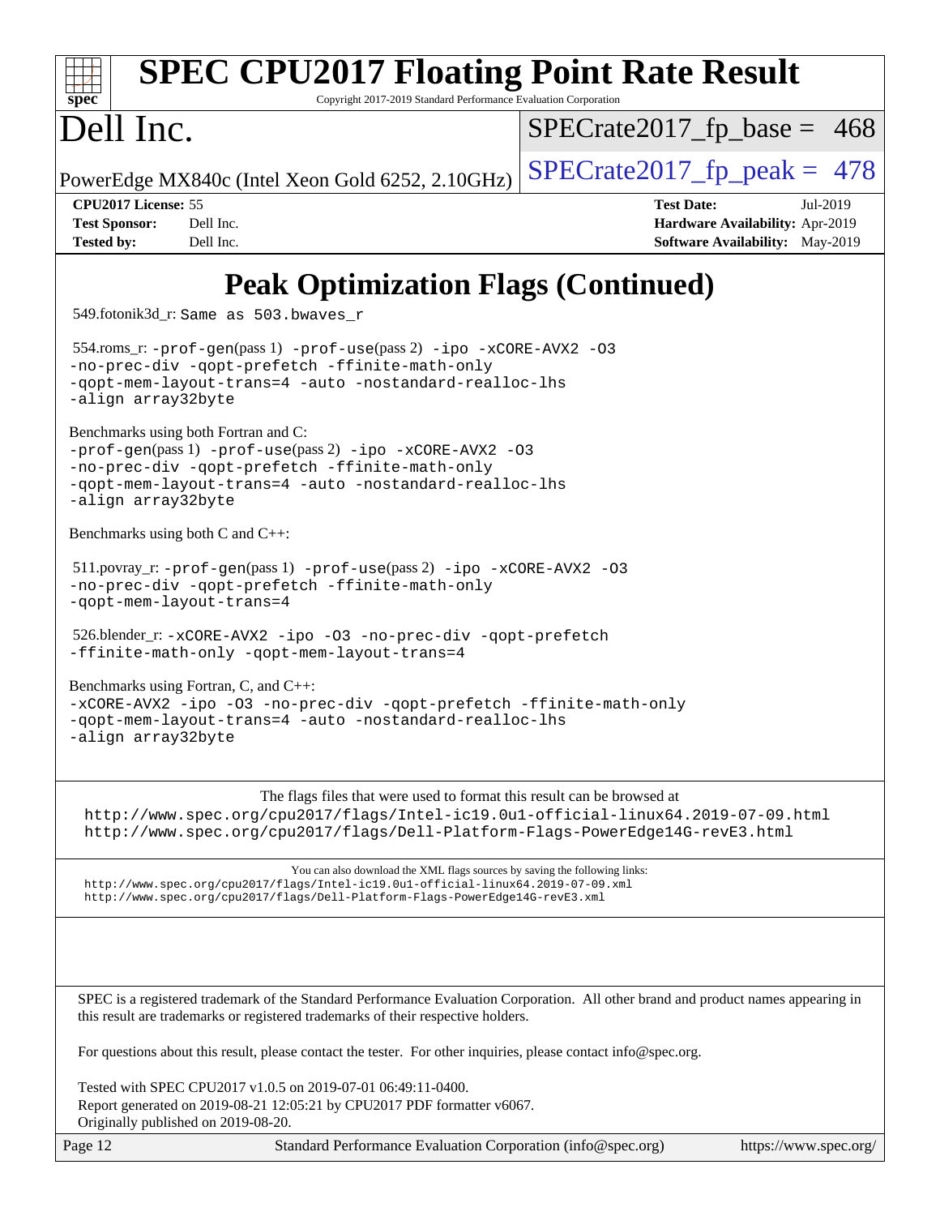# Peak Optimization Flags (Continued)

549.fotonik3d_r: Same as 503.bwaves_r

554.roms_r: -prof-gen(pass 1) -prof-use(pass 2) -ipo -xCORE-AVX2 -O3 -no-prec-div -qopt-prefetch -ffinite-math-only -qopt-mem-layout-trans=4 -auto -nostandard-realloc-lhs -align array32byte

Benchmarks using both Fortran and C:
-prof-gen(pass 1) -prof-use(pass 2) -ipo -xCORE-AVX2 -O3 -no-prec-div -qopt-prefetch -ffinite-math-only -qopt-mem-layout-trans=4 -auto -nostandard-realloc-lhs -align array32byte

Benchmarks using both C and C++:

511.povray_r: -prof-gen(pass 1) -prof-use(pass 2) -ipo -xCORE-AVX2 -O3 -no-prec-div -qopt-prefetch -ffinite-math-only -qopt-mem-layout-trans=4

526.blender_r: -xCORE-AVX2 -ipo -O3 -no-prec-div -qopt-prefetch -ffinite-math-only -qopt-mem-layout-trans=4

Benchmarks using Fortran, C, and C++:
-xCORE-AVX2 -ipo -O3 -no-prec-div -qopt-prefetch -ffinite-math-only -qopt-mem-layout-trans=4 -auto -nostandard-realloc-lhs -align array32byte

The flags files that were used to format this result can be browsed at
http://www.spec.org/cpu2017/flags/Intel-ic19.0u1-official-linux64.2019-07-09.html
http://www.spec.org/cpu2017/flags/Dell-Platform-Flags-PowerEdge14G-revE3.html

You can also download the XML flags sources by saving the following links:
http://www.spec.org/cpu2017/flags/Intel-ic19.0u1-official-linux64.2019-07-09.xml
http://www.spec.org/cpu2017/flags/Dell-Platform-Flags-PowerEdge14G-revE3.xml

SPEC is a registered trademark of the Standard Performance Evaluation Corporation. All other brand and product names appearing in this result are trademarks or registered trademarks of their respective holders.

For questions about this result, please contact the tester. For other inquiries, please contact info@spec.org.

Tested with SPEC CPU2017 v1.0.5 on 2019-07-01 06:49:11-0400.
Report generated on 2019-08-21 12:05:21 by CPU2017 PDF formatter v6067.
Originally published on 2019-08-20.